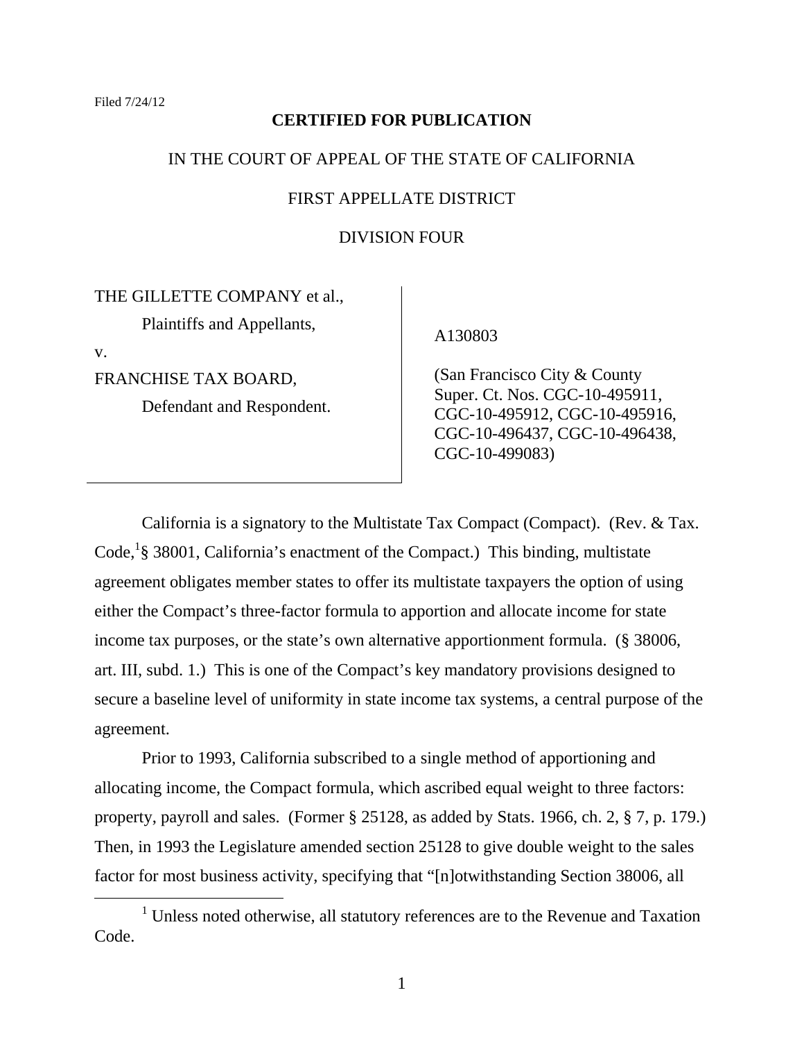Filed 7/24/12

**CERTIFIED FOR PUBLICATION**

IN THE COURT OF APPEAL OF THE STATE OF CALIFORNIA

FIRST APPELLATE DISTRICT

DIVISION FOUR

| | |
|---|---|
| THE GILLETTE COMPANY et al.,<br>Plaintiffs and Appellants,<br>v.<br>FRANCHISE TAX BOARD,<br>Defendant and Respondent. | A130803<br><br>(San Francisco City & County Super. Ct. Nos. CGC-10-495911, CGC-10-495912, CGC-10-495916, CGC-10-496437, CGC-10-496438, CGC-10-499083) |

California is a signatory to the Multistate Tax Compact (Compact). (Rev. & Tax. Code,[1] § 38001, California's enactment of the Compact.) This binding, multistate agreement obligates member states to offer its multistate taxpayers the option of using either the Compact's three-factor formula to apportion and allocate income for state income tax purposes, or the state's own alternative apportionment formula. (§ 38006, art. III, subd. 1.) This is one of the Compact's key mandatory provisions designed to secure a baseline level of uniformity in state income tax systems, a central purpose of the agreement.

Prior to 1993, California subscribed to a single method of apportioning and allocating income, the Compact formula, which ascribed equal weight to three factors: property, payroll and sales. (Former § 25128, as added by Stats. 1966, ch. 2, § 7, p. 179.) Then, in 1993 the Legislature amended section 25128 to give double weight to the sales factor for most business activity, specifying that "[n]otwithstanding Section 38006, all

[1] Unless noted otherwise, all statutory references are to the Revenue and Taxation Code.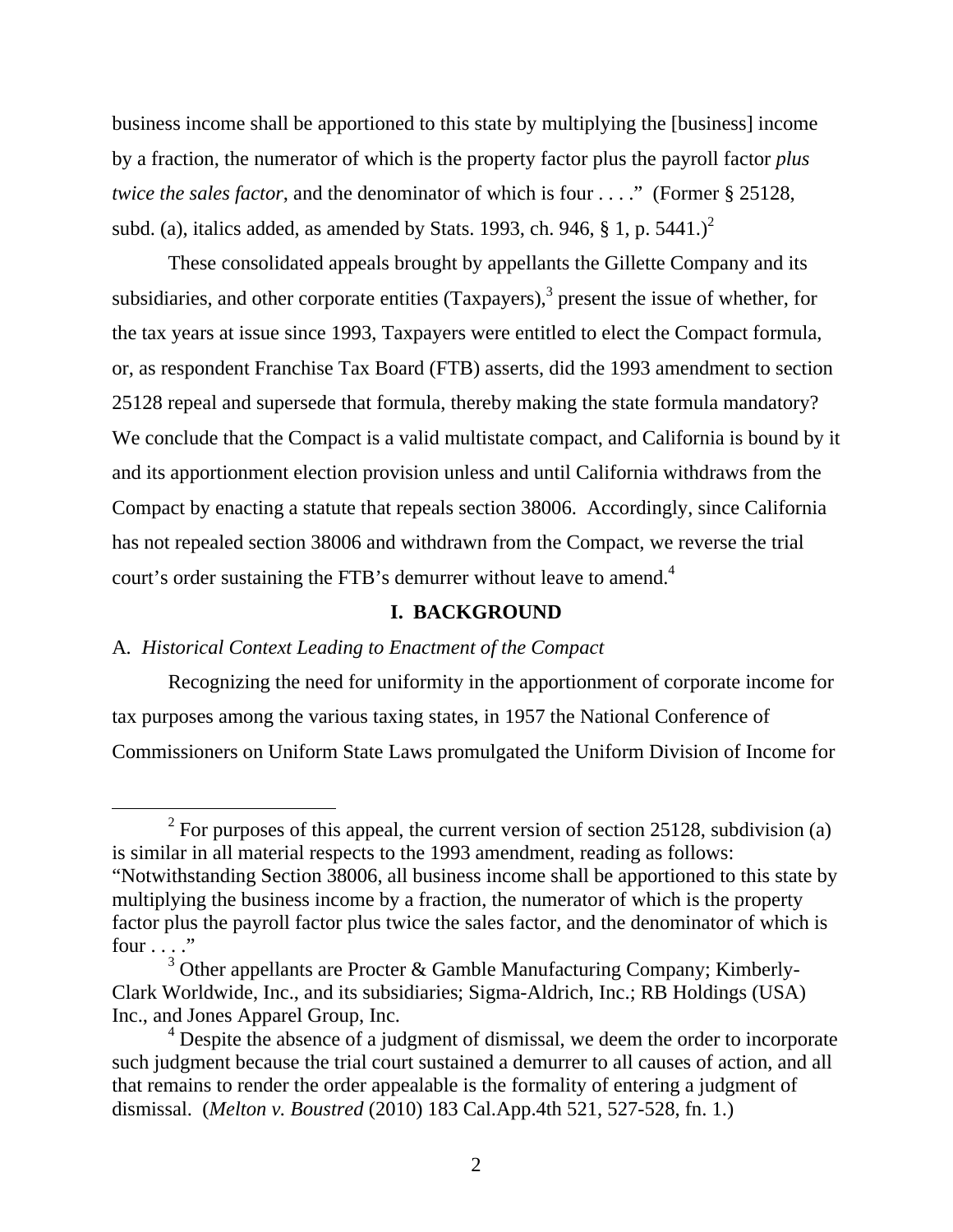business income shall be apportioned to this state by multiplying the [business] income by a fraction, the numerator of which is the property factor plus the payroll factor *plus twice the sales factor*, and the denominator of which is four . . . ." (Former § 25128, subd. (a), italics added, as amended by Stats. 1993, ch. 946, § 1, p. 5441.)[2]

These consolidated appeals brought by appellants the Gillette Company and its subsidiaries, and other corporate entities (Taxpayers),[3] present the issue of whether, for the tax years at issue since 1993, Taxpayers were entitled to elect the Compact formula, or, as respondent Franchise Tax Board (FTB) asserts, did the 1993 amendment to section 25128 repeal and supersede that formula, thereby making the state formula mandatory? We conclude that the Compact is a valid multistate compact, and California is bound by it and its apportionment election provision unless and until California withdraws from the Compact by enacting a statute that repeals section 38006. Accordingly, since California has not repealed section 38006 and withdrawn from the Compact, we reverse the trial court's order sustaining the FTB's demurrer without leave to amend.[4]

## I. BACKGROUND

### A. *Historical Context Leading to Enactment of the Compact*

Recognizing the need for uniformity in the apportionment of corporate income for tax purposes among the various taxing states, in 1957 the National Conference of Commissioners on Uniform State Laws promulgated the Uniform Division of Income for

---

[2] For purposes of this appeal, the current version of section 25128, subdivision (a) is similar in all material respects to the 1993 amendment, reading as follows: "Notwithstanding Section 38006, all business income shall be apportioned to this state by multiplying the business income by a fraction, the numerator of which is the property factor plus the payroll factor plus twice the sales factor, and the denominator of which is four . . . ."

[3] Other appellants are Procter & Gamble Manufacturing Company; Kimberly-Clark Worldwide, Inc., and its subsidiaries; Sigma-Aldrich, Inc.; RB Holdings (USA) Inc., and Jones Apparel Group, Inc.

[4] Despite the absence of a judgment of dismissal, we deem the order to incorporate such judgment because the trial court sustained a demurrer to all causes of action, and all that remains to render the order appealable is the formality of entering a judgment of dismissal. (*Melton v. Boustred* (2010) 183 Cal.App.4th 521, 527-528, fn. 1.)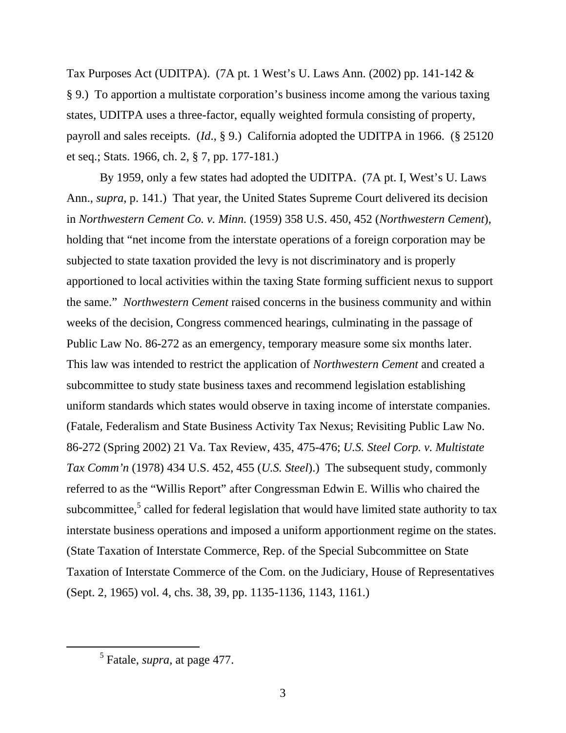Tax Purposes Act (UDITPA). (7A pt. 1 West's U. Laws Ann. (2002) pp. 141-142 & § 9.) To apportion a multistate corporation's business income among the various taxing states, UDITPA uses a three-factor, equally weighted formula consisting of property, payroll and sales receipts. (*Id*., § 9.) California adopted the UDITPA in 1966. (§ 25120 et seq.; Stats. 1966, ch. 2, § 7, pp. 177-181.)

By 1959, only a few states had adopted the UDITPA. (7A pt. I, West's U. Laws Ann., *supra*, p. 141.) That year, the United States Supreme Court delivered its decision in *Northwestern Cement Co. v. Minn.* (1959) 358 U.S. 450, 452 (*Northwestern Cement*), holding that "net income from the interstate operations of a foreign corporation may be subjected to state taxation provided the levy is not discriminatory and is properly apportioned to local activities within the taxing State forming sufficient nexus to support the same." *Northwestern Cement* raised concerns in the business community and within weeks of the decision, Congress commenced hearings, culminating in the passage of Public Law No. 86-272 as an emergency, temporary measure some six months later. This law was intended to restrict the application of *Northwestern Cement* and created a subcommittee to study state business taxes and recommend legislation establishing uniform standards which states would observe in taxing income of interstate companies. (Fatale, Federalism and State Business Activity Tax Nexus; Revisiting Public Law No. 86-272 (Spring 2002) 21 Va. Tax Review, 435, 475-476; *U.S. Steel Corp. v. Multistate Tax Comm'n* (1978) 434 U.S. 452, 455 (*U.S. Steel*).) The subsequent study, commonly referred to as the "Willis Report" after Congressman Edwin E. Willis who chaired the subcommittee,[5] called for federal legislation that would have limited state authority to tax interstate business operations and imposed a uniform apportionment regime on the states. (State Taxation of Interstate Commerce, Rep. of the Special Subcommittee on State Taxation of Interstate Commerce of the Com. on the Judiciary, House of Representatives (Sept. 2, 1965) vol. 4, chs. 38, 39, pp. 1135-1136, 1143, 1161.)

---

[5] Fatale, *supra*, at page 477.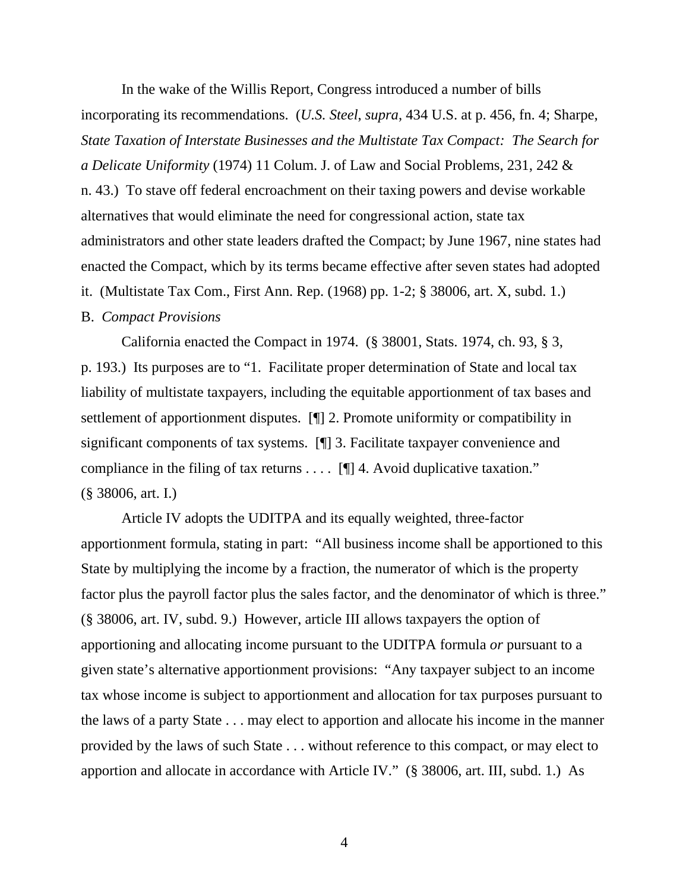In the wake of the Willis Report, Congress introduced a number of bills incorporating its recommendations. (*U.S. Steel*, *supra*, 434 U.S. at p. 456, fn. 4; Sharpe, *State Taxation of Interstate Businesses and the Multistate Tax Compact: The Search for a Delicate Uniformity* (1974) 11 Colum. J. of Law and Social Problems, 231, 242 & n. 43.) To stave off federal encroachment on their taxing powers and devise workable alternatives that would eliminate the need for congressional action, state tax administrators and other state leaders drafted the Compact; by June 1967, nine states had enacted the Compact, which by its terms became effective after seven states had adopted it. (Multistate Tax Com., First Ann. Rep. (1968) pp. 1-2; § 38006, art. X, subd. 1.)

B. *Compact Provisions*

California enacted the Compact in 1974. (§ 38001, Stats. 1974, ch. 93, § 3, p. 193.) Its purposes are to "1. Facilitate proper determination of State and local tax liability of multistate taxpayers, including the equitable apportionment of tax bases and settlement of apportionment disputes. [¶] 2. Promote uniformity or compatibility in significant components of tax systems. [¶] 3. Facilitate taxpayer convenience and compliance in the filing of tax returns . . . . [¶] 4. Avoid duplicative taxation." (§ 38006, art. I.)

Article IV adopts the UDITPA and its equally weighted, three-factor apportionment formula, stating in part: "All business income shall be apportioned to this State by multiplying the income by a fraction, the numerator of which is the property factor plus the payroll factor plus the sales factor, and the denominator of which is three." (§ 38006, art. IV, subd. 9.) However, article III allows taxpayers the option of apportioning and allocating income pursuant to the UDITPA formula *or* pursuant to a given state's alternative apportionment provisions: "Any taxpayer subject to an income tax whose income is subject to apportionment and allocation for tax purposes pursuant to the laws of a party State . . . may elect to apportion and allocate his income in the manner provided by the laws of such State . . . without reference to this compact, or may elect to apportion and allocate in accordance with Article IV." (§ 38006, art. III, subd. 1.) As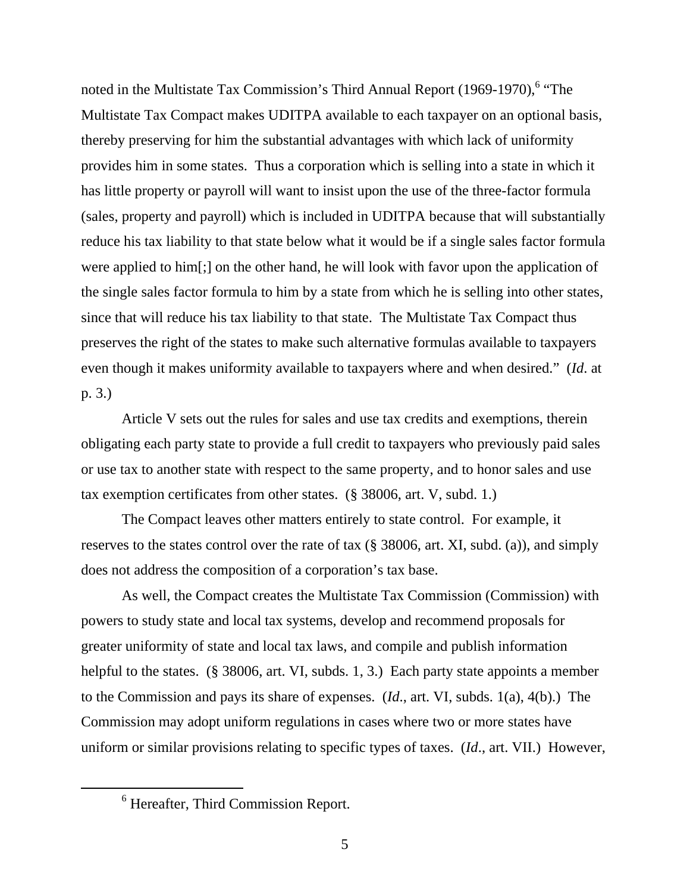noted in the Multistate Tax Commission's Third Annual Report (1969-1970),[6] "The Multistate Tax Compact makes UDITPA available to each taxpayer on an optional basis, thereby preserving for him the substantial advantages with which lack of uniformity provides him in some states. Thus a corporation which is selling into a state in which it has little property or payroll will want to insist upon the use of the three-factor formula (sales, property and payroll) which is included in UDITPA because that will substantially reduce his tax liability to that state below what it would be if a single sales factor formula were applied to him[;] on the other hand, he will look with favor upon the application of the single sales factor formula to him by a state from which he is selling into other states, since that will reduce his tax liability to that state. The Multistate Tax Compact thus preserves the right of the states to make such alternative formulas available to taxpayers even though it makes uniformity available to taxpayers where and when desired." (*Id.* at p. 3.)

Article V sets out the rules for sales and use tax credits and exemptions, therein obligating each party state to provide a full credit to taxpayers who previously paid sales or use tax to another state with respect to the same property, and to honor sales and use tax exemption certificates from other states. (§ 38006, art. V, subd. 1.)

The Compact leaves other matters entirely to state control. For example, it reserves to the states control over the rate of tax (§ 38006, art. XI, subd. (a)), and simply does not address the composition of a corporation's tax base.

As well, the Compact creates the Multistate Tax Commission (Commission) with powers to study state and local tax systems, develop and recommend proposals for greater uniformity of state and local tax laws, and compile and publish information helpful to the states. (§ 38006, art. VI, subds. 1, 3.) Each party state appoints a member to the Commission and pays its share of expenses. (*Id*., art. VI, subds. 1(a), 4(b).) The Commission may adopt uniform regulations in cases where two or more states have uniform or similar provisions relating to specific types of taxes. (*Id*., art. VII.) However,

[6] Hereafter, Third Commission Report.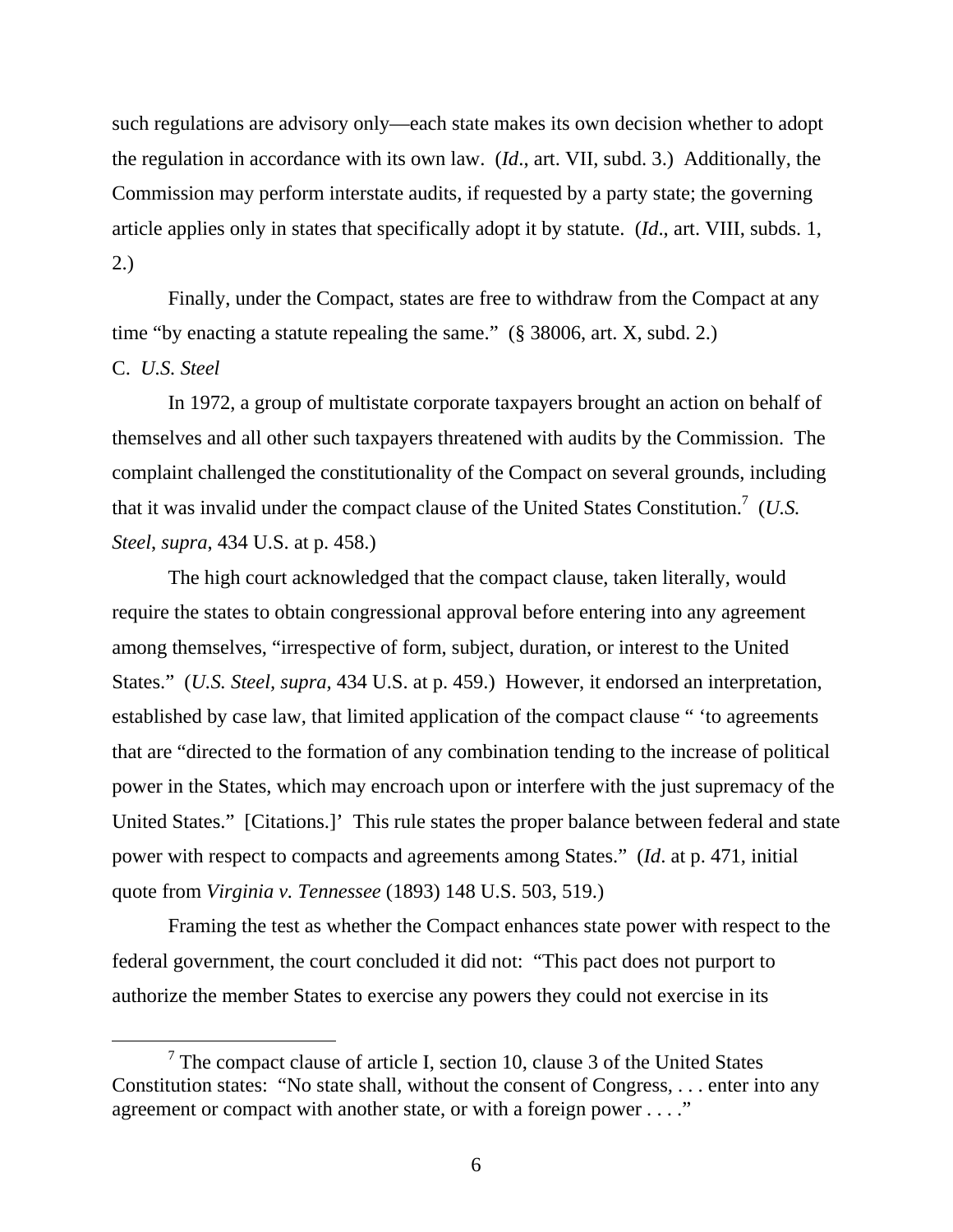such regulations are advisory only—each state makes its own decision whether to adopt the regulation in accordance with its own law. (*Id*., art. VII, subd. 3.) Additionally, the Commission may perform interstate audits, if requested by a party state; the governing article applies only in states that specifically adopt it by statute. (*Id*., art. VIII, subds. 1, 2.)

Finally, under the Compact, states are free to withdraw from the Compact at any time "by enacting a statute repealing the same." (§ 38006, art. X, subd. 2.)

C. *U.S. Steel*

In 1972, a group of multistate corporate taxpayers brought an action on behalf of themselves and all other such taxpayers threatened with audits by the Commission. The complaint challenged the constitutionality of the Compact on several grounds, including that it was invalid under the compact clause of the United States Constitution.[7] (*U.S. Steel*, *supra*, 434 U.S. at p. 458.)

The high court acknowledged that the compact clause, taken literally, would require the states to obtain congressional approval before entering into any agreement among themselves, "irrespective of form, subject, duration, or interest to the United States." (*U.S. Steel*, *supra,* 434 U.S. at p. 459.) However, it endorsed an interpretation, established by case law, that limited application of the compact clause " 'to agreements that are "directed to the formation of any combination tending to the increase of political power in the States, which may encroach upon or interfere with the just supremacy of the United States." [Citations.]' This rule states the proper balance between federal and state power with respect to compacts and agreements among States." (*Id*. at p. 471, initial quote from *Virginia v. Tennessee* (1893) 148 U.S. 503, 519.)

Framing the test as whether the Compact enhances state power with respect to the federal government, the court concluded it did not: "This pact does not purport to authorize the member States to exercise any powers they could not exercise in its

[7] The compact clause of article I, section 10, clause 3 of the United States Constitution states: "No state shall, without the consent of Congress, . . . enter into any agreement or compact with another state, or with a foreign power . . . ."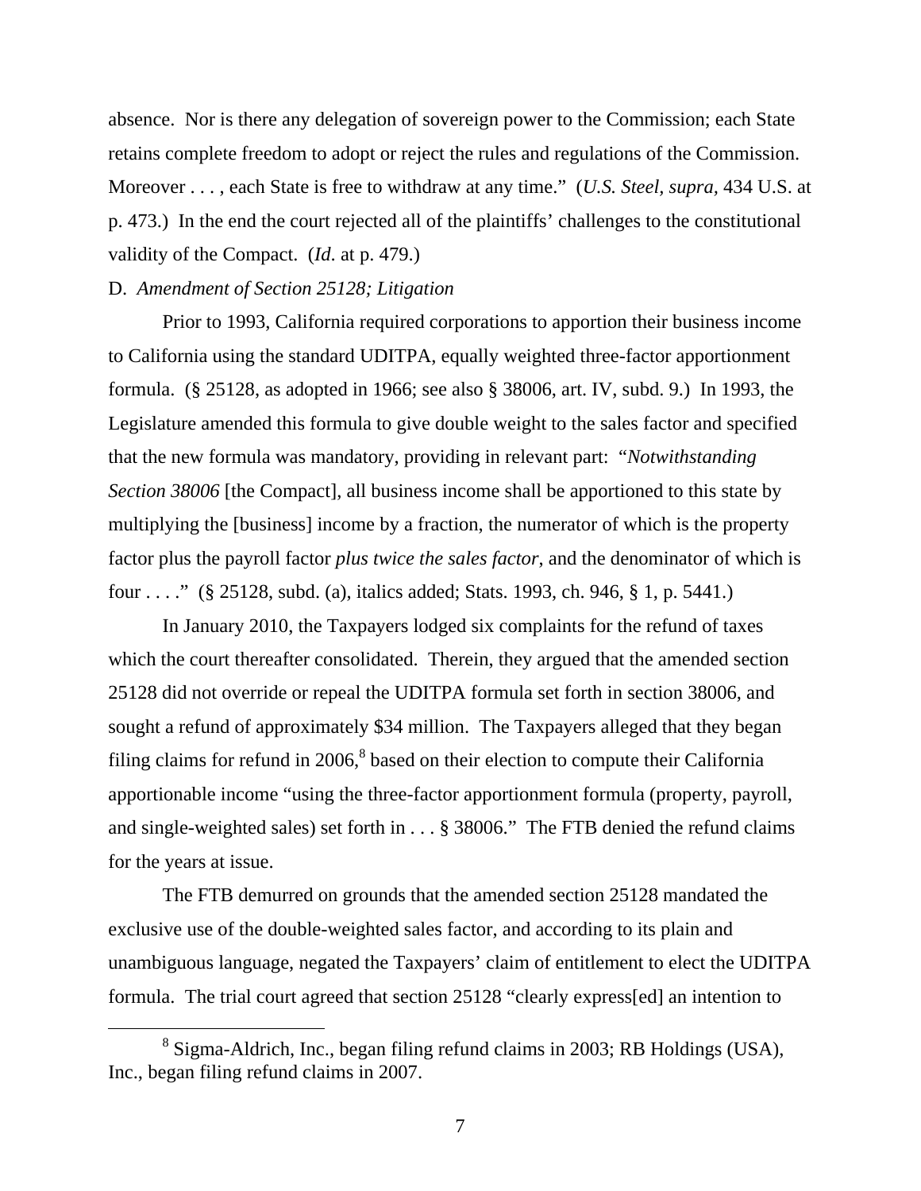absence. Nor is there any delegation of sovereign power to the Commission; each State retains complete freedom to adopt or reject the rules and regulations of the Commission. Moreover . . . , each State is free to withdraw at any time." (*U.S. Steel*, *supra*, 434 U.S. at p. 473.) In the end the court rejected all of the plaintiffs' challenges to the constitutional validity of the Compact. (*Id*. at p. 479.)

D. *Amendment of Section 25128; Litigation*

Prior to 1993, California required corporations to apportion their business income to California using the standard UDITPA, equally weighted three-factor apportionment formula. (§ 25128, as adopted in 1966; see also § 38006, art. IV, subd. 9.) In 1993, the Legislature amended this formula to give double weight to the sales factor and specified that the new formula was mandatory, providing in relevant part: "*Notwithstanding Section 38006* [the Compact], all business income shall be apportioned to this state by multiplying the [business] income by a fraction, the numerator of which is the property factor plus the payroll factor *plus twice the sales factor*, and the denominator of which is four . . . ." (§ 25128, subd. (a), italics added; Stats. 1993, ch. 946, § 1, p. 5441.)

In January 2010, the Taxpayers lodged six complaints for the refund of taxes which the court thereafter consolidated. Therein, they argued that the amended section 25128 did not override or repeal the UDITPA formula set forth in section 38006, and sought a refund of approximately $34 million. The Taxpayers alleged that they began filing claims for refund in 2006,[8] based on their election to compute their California apportionable income "using the three-factor apportionment formula (property, payroll, and single-weighted sales) set forth in . . . § 38006." The FTB denied the refund claims for the years at issue.

The FTB demurred on grounds that the amended section 25128 mandated the exclusive use of the double-weighted sales factor, and according to its plain and unambiguous language, negated the Taxpayers' claim of entitlement to elect the UDITPA formula. The trial court agreed that section 25128 "clearly express[ed] an intention to

[8] Sigma-Aldrich, Inc., began filing refund claims in 2003; RB Holdings (USA), Inc., began filing refund claims in 2007.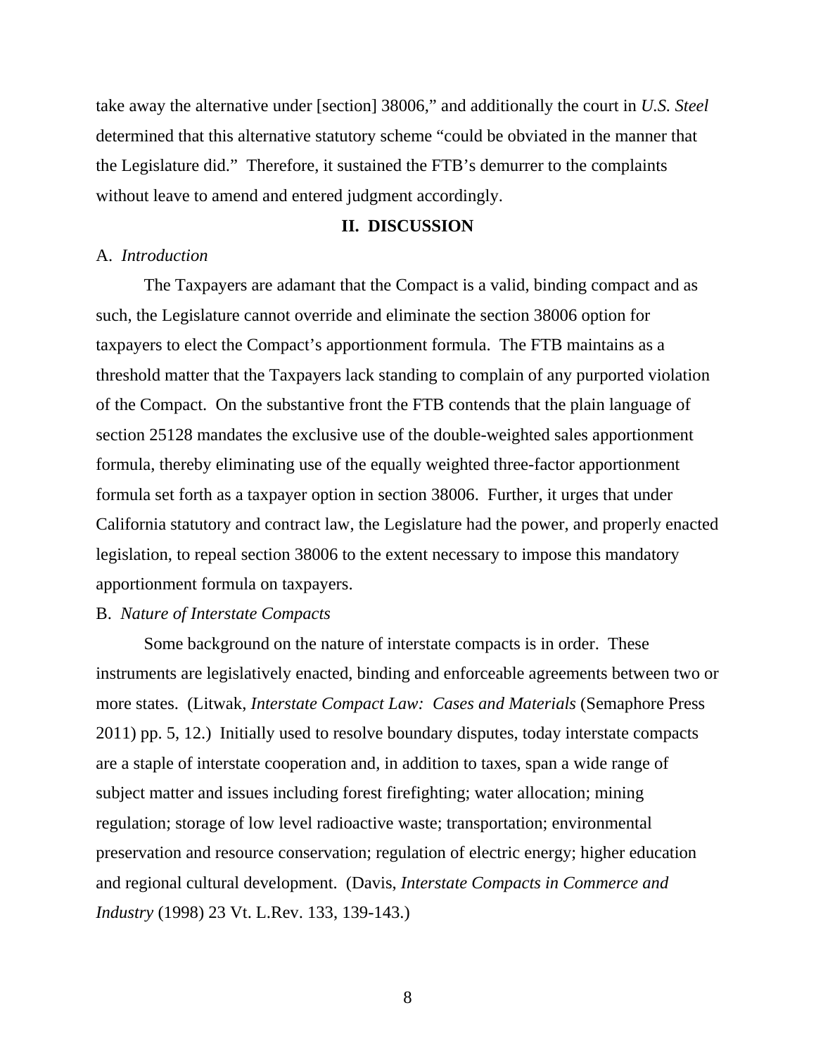take away the alternative under [section] 38006," and additionally the court in *U.S. Steel* determined that this alternative statutory scheme "could be obviated in the manner that the Legislature did." Therefore, it sustained the FTB's demurrer to the complaints without leave to amend and entered judgment accordingly.

## II. DISCUSSION

### A. *Introduction*

The Taxpayers are adamant that the Compact is a valid, binding compact and as such, the Legislature cannot override and eliminate the section 38006 option for taxpayers to elect the Compact's apportionment formula. The FTB maintains as a threshold matter that the Taxpayers lack standing to complain of any purported violation of the Compact. On the substantive front the FTB contends that the plain language of section 25128 mandates the exclusive use of the double-weighted sales apportionment formula, thereby eliminating use of the equally weighted three-factor apportionment formula set forth as a taxpayer option in section 38006. Further, it urges that under California statutory and contract law, the Legislature had the power, and properly enacted legislation, to repeal section 38006 to the extent necessary to impose this mandatory apportionment formula on taxpayers.

### B. *Nature of Interstate Compacts*

Some background on the nature of interstate compacts is in order. These instruments are legislatively enacted, binding and enforceable agreements between two or more states. (Litwak, *Interstate Compact Law: Cases and Materials* (Semaphore Press 2011) pp. 5, 12.) Initially used to resolve boundary disputes, today interstate compacts are a staple of interstate cooperation and, in addition to taxes, span a wide range of subject matter and issues including forest firefighting; water allocation; mining regulation; storage of low level radioactive waste; transportation; environmental preservation and resource conservation; regulation of electric energy; higher education and regional cultural development. (Davis, *Interstate Compacts in Commerce and Industry* (1998) 23 Vt. L.Rev. 133, 139-143.)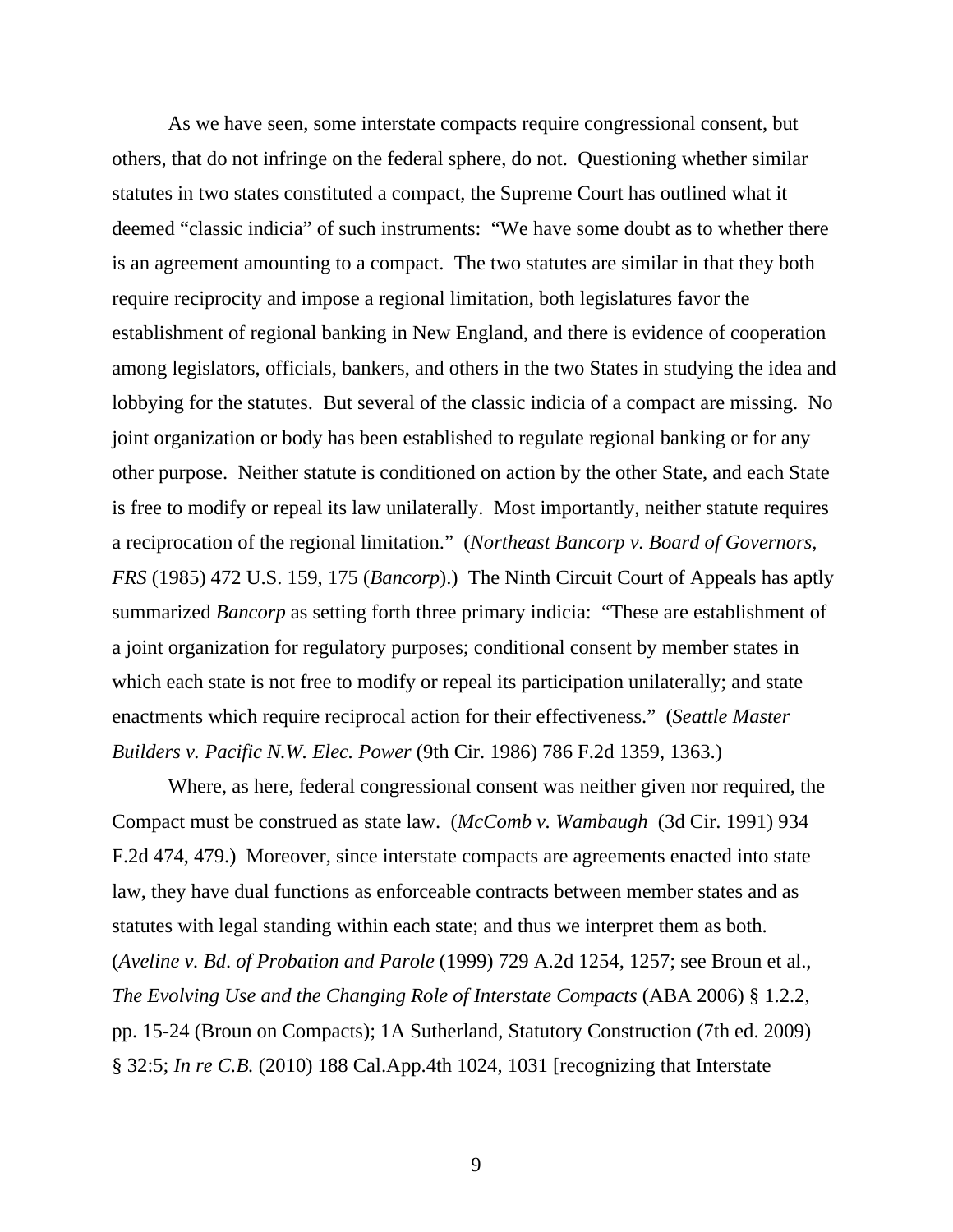As we have seen, some interstate compacts require congressional consent, but others, that do not infringe on the federal sphere, do not. Questioning whether similar statutes in two states constituted a compact, the Supreme Court has outlined what it deemed "classic indicia" of such instruments: "We have some doubt as to whether there is an agreement amounting to a compact. The two statutes are similar in that they both require reciprocity and impose a regional limitation, both legislatures favor the establishment of regional banking in New England, and there is evidence of cooperation among legislators, officials, bankers, and others in the two States in studying the idea and lobbying for the statutes. But several of the classic indicia of a compact are missing. No joint organization or body has been established to regulate regional banking or for any other purpose. Neither statute is conditioned on action by the other State, and each State is free to modify or repeal its law unilaterally. Most importantly, neither statute requires a reciprocation of the regional limitation." (*Northeast Bancorp v. Board of Governors, FRS* (1985) 472 U.S. 159, 175 (*Bancorp*).) The Ninth Circuit Court of Appeals has aptly summarized *Bancorp* as setting forth three primary indicia: "These are establishment of a joint organization for regulatory purposes; conditional consent by member states in which each state is not free to modify or repeal its participation unilaterally; and state enactments which require reciprocal action for their effectiveness." (*Seattle Master Builders v. Pacific N.W. Elec. Power* (9th Cir. 1986) 786 F.2d 1359, 1363.)

Where, as here, federal congressional consent was neither given nor required, the Compact must be construed as state law. (*McComb v. Wambaugh* (3d Cir. 1991) 934 F.2d 474, 479.) Moreover, since interstate compacts are agreements enacted into state law, they have dual functions as enforceable contracts between member states and as statutes with legal standing within each state; and thus we interpret them as both. (*Aveline v. Bd. of Probation and Parole* (1999) 729 A.2d 1254, 1257; see Broun et al., *The Evolving Use and the Changing Role of Interstate Compacts* (ABA 2006) § 1.2.2, pp. 15-24 (Broun on Compacts); 1A Sutherland, Statutory Construction (7th ed. 2009) § 32:5; *In re C.B.* (2010) 188 Cal.App.4th 1024, 1031 [recognizing that Interstate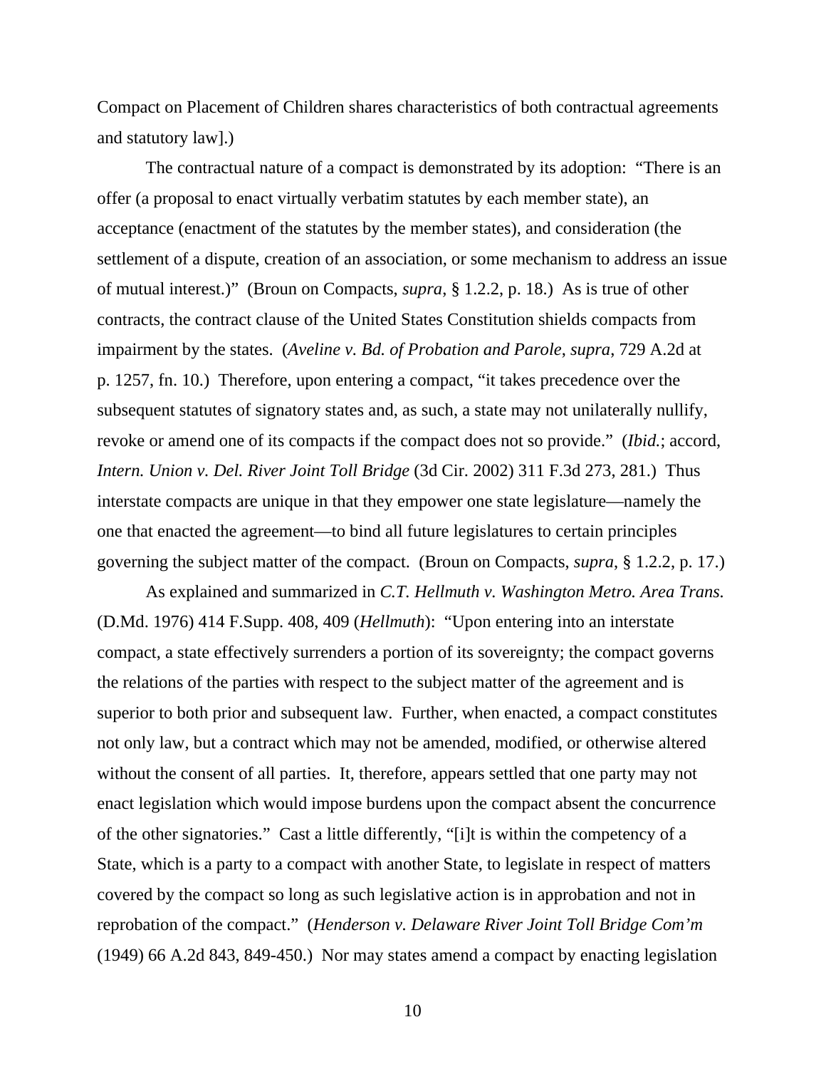Compact on Placement of Children shares characteristics of both contractual agreements and statutory law].)

The contractual nature of a compact is demonstrated by its adoption: "There is an offer (a proposal to enact virtually verbatim statutes by each member state), an acceptance (enactment of the statutes by the member states), and consideration (the settlement of a dispute, creation of an association, or some mechanism to address an issue of mutual interest.)" (Broun on Compacts, *supra*, § 1.2.2, p. 18.) As is true of other contracts, the contract clause of the United States Constitution shields compacts from impairment by the states. (*Aveline v. Bd. of Probation and Parole*, *supra*, 729 A.2d at p. 1257, fn. 10.) Therefore, upon entering a compact, "it takes precedence over the subsequent statutes of signatory states and, as such, a state may not unilaterally nullify, revoke or amend one of its compacts if the compact does not so provide." (*Ibid.*; accord, *Intern. Union v. Del. River Joint Toll Bridge* (3d Cir. 2002) 311 F.3d 273, 281.) Thus interstate compacts are unique in that they empower one state legislature—namely the one that enacted the agreement—to bind all future legislatures to certain principles governing the subject matter of the compact. (Broun on Compacts, *supra*, § 1.2.2, p. 17.)

As explained and summarized in *C.T. Hellmuth v. Washington Metro. Area Trans.* (D.Md. 1976) 414 F.Supp. 408, 409 (*Hellmuth*): "Upon entering into an interstate compact, a state effectively surrenders a portion of its sovereignty; the compact governs the relations of the parties with respect to the subject matter of the agreement and is superior to both prior and subsequent law. Further, when enacted, a compact constitutes not only law, but a contract which may not be amended, modified, or otherwise altered without the consent of all parties. It, therefore, appears settled that one party may not enact legislation which would impose burdens upon the compact absent the concurrence of the other signatories." Cast a little differently, "[i]t is within the competency of a State, which is a party to a compact with another State, to legislate in respect of matters covered by the compact so long as such legislative action is in approbation and not in reprobation of the compact." (*Henderson v. Delaware River Joint Toll Bridge Com'm* (1949) 66 A.2d 843, 849-450.) Nor may states amend a compact by enacting legislation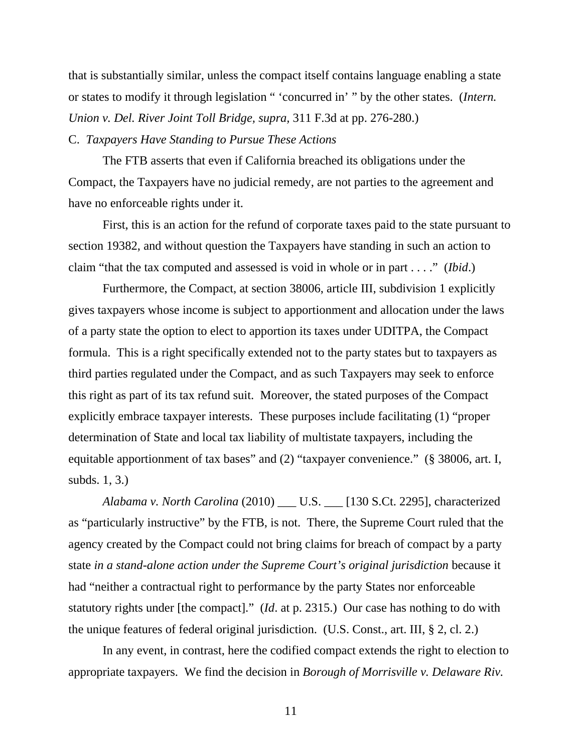that is substantially similar, unless the compact itself contains language enabling a state or states to modify it through legislation " 'concurred in' " by the other states. (*Intern. Union v. Del. River Joint Toll Bridge*, *supra*, 311 F.3d at pp. 276-280.)

C. *Taxpayers Have Standing to Pursue These Actions*

The FTB asserts that even if California breached its obligations under the Compact, the Taxpayers have no judicial remedy, are not parties to the agreement and have no enforceable rights under it.

First, this is an action for the refund of corporate taxes paid to the state pursuant to section 19382, and without question the Taxpayers have standing in such an action to claim "that the tax computed and assessed is void in whole or in part . . . ." (*Ibid*.)

Furthermore, the Compact, at section 38006, article III, subdivision 1 explicitly gives taxpayers whose income is subject to apportionment and allocation under the laws of a party state the option to elect to apportion its taxes under UDITPA, the Compact formula. This is a right specifically extended not to the party states but to taxpayers as third parties regulated under the Compact, and as such Taxpayers may seek to enforce this right as part of its tax refund suit. Moreover, the stated purposes of the Compact explicitly embrace taxpayer interests. These purposes include facilitating (1) "proper determination of State and local tax liability of multistate taxpayers, including the equitable apportionment of tax bases" and (2) "taxpayer convenience." (§ 38006, art. I, subds. 1, 3.)

*Alabama v. North Carolina* (2010) ___ U.S. ___ [130 S.Ct. 2295], characterized as "particularly instructive" by the FTB, is not. There, the Supreme Court ruled that the agency created by the Compact could not bring claims for breach of compact by a party state *in a stand-alone action under the Supreme Court's original jurisdiction* because it had "neither a contractual right to performance by the party States nor enforceable statutory rights under [the compact]." (*Id*. at p. 2315.) Our case has nothing to do with the unique features of federal original jurisdiction. (U.S. Const., art. III, § 2, cl. 2.)

In any event, in contrast, here the codified compact extends the right to election to appropriate taxpayers. We find the decision in *Borough of Morrisville v. Delaware Riv.*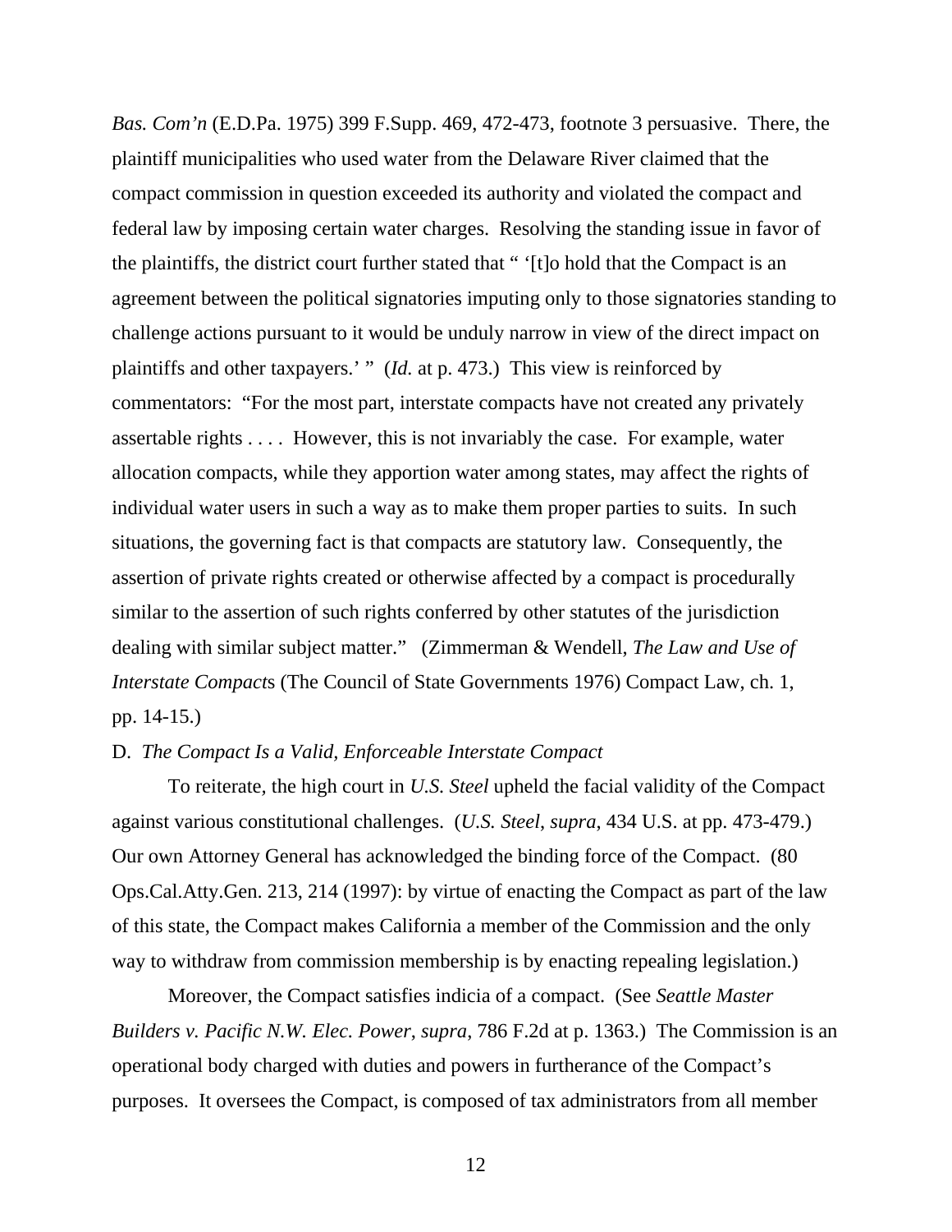*Bas. Com'n* (E.D.Pa. 1975) 399 F.Supp. 469, 472-473, footnote 3 persuasive. There, the plaintiff municipalities who used water from the Delaware River claimed that the compact commission in question exceeded its authority and violated the compact and federal law by imposing certain water charges. Resolving the standing issue in favor of the plaintiffs, the district court further stated that " '[t]o hold that the Compact is an agreement between the political signatories imputing only to those signatories standing to challenge actions pursuant to it would be unduly narrow in view of the direct impact on plaintiffs and other taxpayers.' " (*Id.* at p. 473.) This view is reinforced by commentators: "For the most part, interstate compacts have not created any privately assertable rights . . . . However, this is not invariably the case. For example, water allocation compacts, while they apportion water among states, may affect the rights of individual water users in such a way as to make them proper parties to suits. In such situations, the governing fact is that compacts are statutory law. Consequently, the assertion of private rights created or otherwise affected by a compact is procedurally similar to the assertion of such rights conferred by other statutes of the jurisdiction dealing with similar subject matter." (Zimmerman & Wendell, *The Law and Use of Interstate Compacts* (The Council of State Governments 1976) Compact Law, ch. 1, pp. 14-15.)

D. *The Compact Is a Valid, Enforceable Interstate Compact*

To reiterate, the high court in *U.S. Steel* upheld the facial validity of the Compact against various constitutional challenges. (*U.S. Steel*, *supra*, 434 U.S. at pp. 473-479.) Our own Attorney General has acknowledged the binding force of the Compact. (80 Ops.Cal.Atty.Gen. 213, 214 (1997): by virtue of enacting the Compact as part of the law of this state, the Compact makes California a member of the Commission and the only way to withdraw from commission membership is by enacting repealing legislation.)

Moreover, the Compact satisfies indicia of a compact. (See *Seattle Master Builders v. Pacific N.W. Elec. Power*, *supra*, 786 F.2d at p. 1363.) The Commission is an operational body charged with duties and powers in furtherance of the Compact's purposes. It oversees the Compact, is composed of tax administrators from all member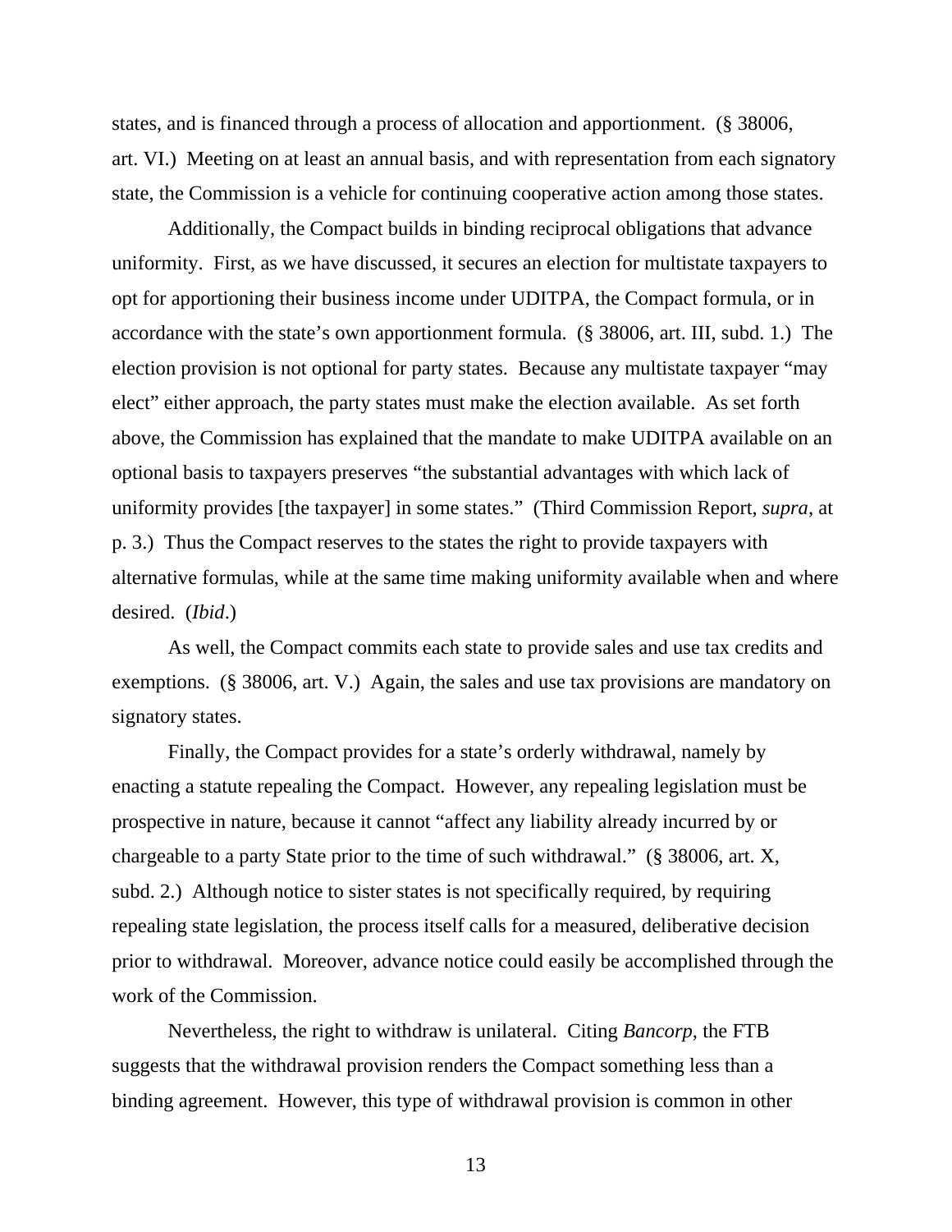states, and is financed through a process of allocation and apportionment. (§ 38006, art. VI.) Meeting on at least an annual basis, and with representation from each signatory state, the Commission is a vehicle for continuing cooperative action among those states.

Additionally, the Compact builds in binding reciprocal obligations that advance uniformity. First, as we have discussed, it secures an election for multistate taxpayers to opt for apportioning their business income under UDITPA, the Compact formula, or in accordance with the state's own apportionment formula. (§ 38006, art. III, subd. 1.) The election provision is not optional for party states. Because any multistate taxpayer "may elect" either approach, the party states must make the election available. As set forth above, the Commission has explained that the mandate to make UDITPA available on an optional basis to taxpayers preserves "the substantial advantages with which lack of uniformity provides [the taxpayer] in some states." (Third Commission Report, *supra*, at p. 3.) Thus the Compact reserves to the states the right to provide taxpayers with alternative formulas, while at the same time making uniformity available when and where desired. (*Ibid*.)

As well, the Compact commits each state to provide sales and use tax credits and exemptions. (§ 38006, art. V.) Again, the sales and use tax provisions are mandatory on signatory states.

Finally, the Compact provides for a state's orderly withdrawal, namely by enacting a statute repealing the Compact. However, any repealing legislation must be prospective in nature, because it cannot "affect any liability already incurred by or chargeable to a party State prior to the time of such withdrawal." (§ 38006, art. X, subd. 2.) Although notice to sister states is not specifically required, by requiring repealing state legislation, the process itself calls for a measured, deliberative decision prior to withdrawal. Moreover, advance notice could easily be accomplished through the work of the Commission.

Nevertheless, the right to withdraw is unilateral. Citing *Bancorp*, the FTB suggests that the withdrawal provision renders the Compact something less than a binding agreement. However, this type of withdrawal provision is common in other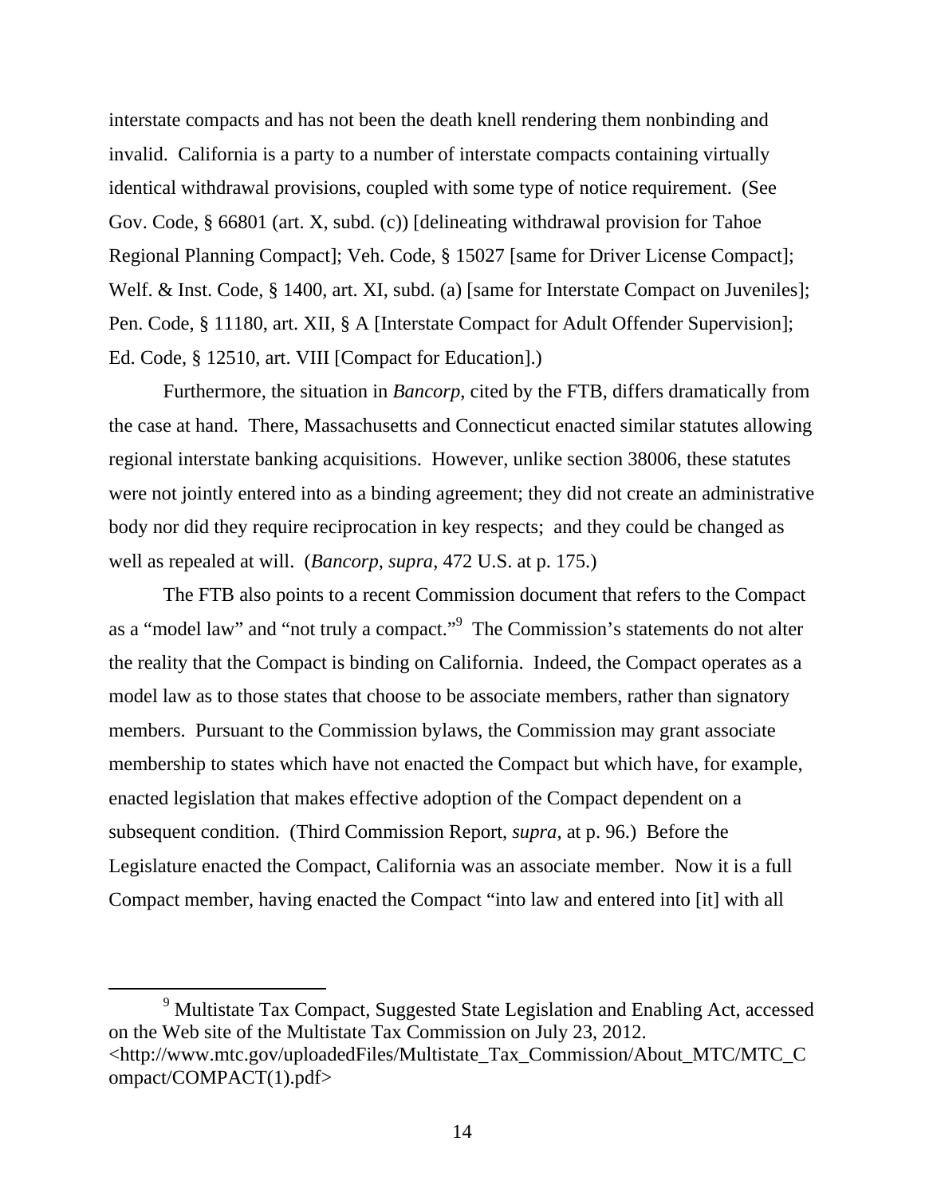interstate compacts and has not been the death knell rendering them nonbinding and invalid. California is a party to a number of interstate compacts containing virtually identical withdrawal provisions, coupled with some type of notice requirement. (See Gov. Code, § 66801 (art. X, subd. (c)) [delineating withdrawal provision for Tahoe Regional Planning Compact]; Veh. Code, § 15027 [same for Driver License Compact]; Welf. & Inst. Code, § 1400, art. XI, subd. (a) [same for Interstate Compact on Juveniles]; Pen. Code, § 11180, art. XII, § A [Interstate Compact for Adult Offender Supervision]; Ed. Code, § 12510, art. VIII [Compact for Education].)

Furthermore, the situation in *Bancorp*, cited by the FTB, differs dramatically from the case at hand. There, Massachusetts and Connecticut enacted similar statutes allowing regional interstate banking acquisitions. However, unlike section 38006, these statutes were not jointly entered into as a binding agreement; they did not create an administrative body nor did they require reciprocation in key respects; and they could be changed as well as repealed at will. (*Bancorp*, *supra*, 472 U.S. at p. 175.)

The FTB also points to a recent Commission document that refers to the Compact as a "model law" and "not truly a compact."[9] The Commission's statements do not alter the reality that the Compact is binding on California. Indeed, the Compact operates as a model law as to those states that choose to be associate members, rather than signatory members. Pursuant to the Commission bylaws, the Commission may grant associate membership to states which have not enacted the Compact but which have, for example, enacted legislation that makes effective adoption of the Compact dependent on a subsequent condition. (Third Commission Report, *supra*, at p. 96.) Before the Legislature enacted the Compact, California was an associate member. Now it is a full Compact member, having enacted the Compact "into law and entered into [it] with all

---

[9] Multistate Tax Compact, Suggested State Legislation and Enabling Act, accessed on the Web site of the Multistate Tax Commission on July 23, 2012. <http://www.mtc.gov/uploadedFiles/Multistate_Tax_Commission/About_MTC/MTC_Compact/COMPACT(1).pdf>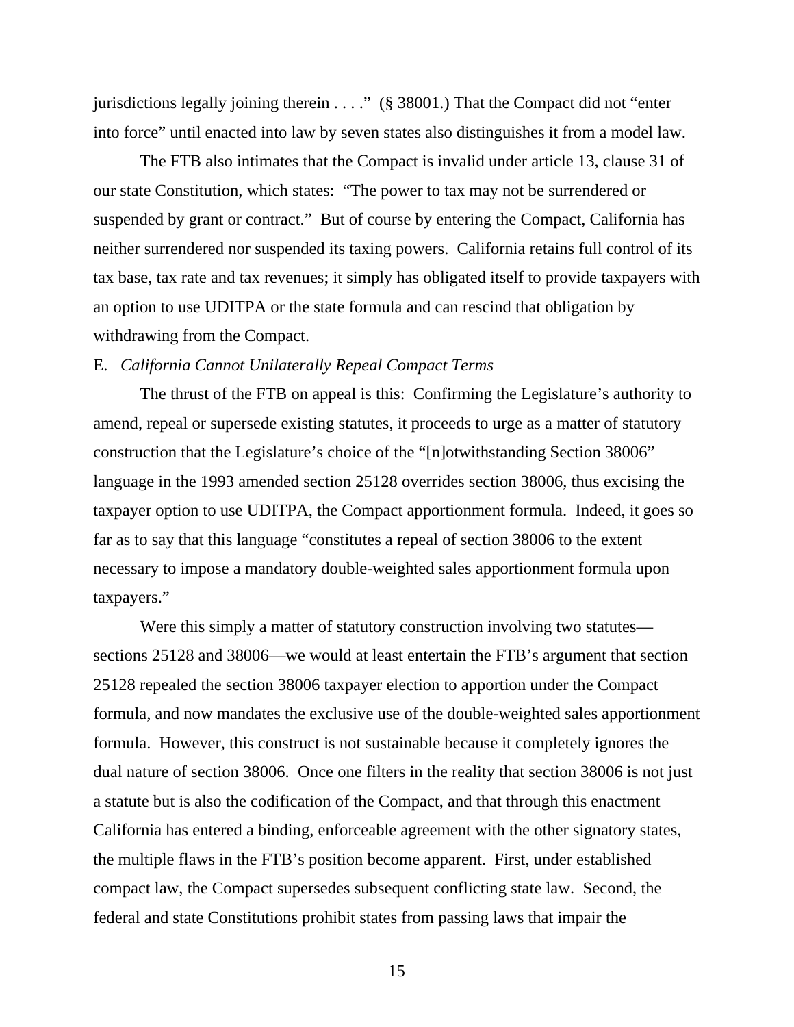jurisdictions legally joining therein . . . ." (§ 38001.) That the Compact did not "enter into force" until enacted into law by seven states also distinguishes it from a model law.

The FTB also intimates that the Compact is invalid under article 13, clause 31 of our state Constitution, which states: "The power to tax may not be surrendered or suspended by grant or contract." But of course by entering the Compact, California has neither surrendered nor suspended its taxing powers. California retains full control of its tax base, tax rate and tax revenues; it simply has obligated itself to provide taxpayers with an option to use UDITPA or the state formula and can rescind that obligation by withdrawing from the Compact.

E. *California Cannot Unilaterally Repeal Compact Terms*

The thrust of the FTB on appeal is this: Confirming the Legislature's authority to amend, repeal or supersede existing statutes, it proceeds to urge as a matter of statutory construction that the Legislature's choice of the "[n]otwithstanding Section 38006" language in the 1993 amended section 25128 overrides section 38006, thus excising the taxpayer option to use UDITPA, the Compact apportionment formula. Indeed, it goes so far as to say that this language "constitutes a repeal of section 38006 to the extent necessary to impose a mandatory double-weighted sales apportionment formula upon taxpayers."

Were this simply a matter of statutory construction involving two statutes—sections 25128 and 38006—we would at least entertain the FTB's argument that section 25128 repealed the section 38006 taxpayer election to apportion under the Compact formula, and now mandates the exclusive use of the double-weighted sales apportionment formula. However, this construct is not sustainable because it completely ignores the dual nature of section 38006. Once one filters in the reality that section 38006 is not just a statute but is also the codification of the Compact, and that through this enactment California has entered a binding, enforceable agreement with the other signatory states, the multiple flaws in the FTB's position become apparent. First, under established compact law, the Compact supersedes subsequent conflicting state law. Second, the federal and state Constitutions prohibit states from passing laws that impair the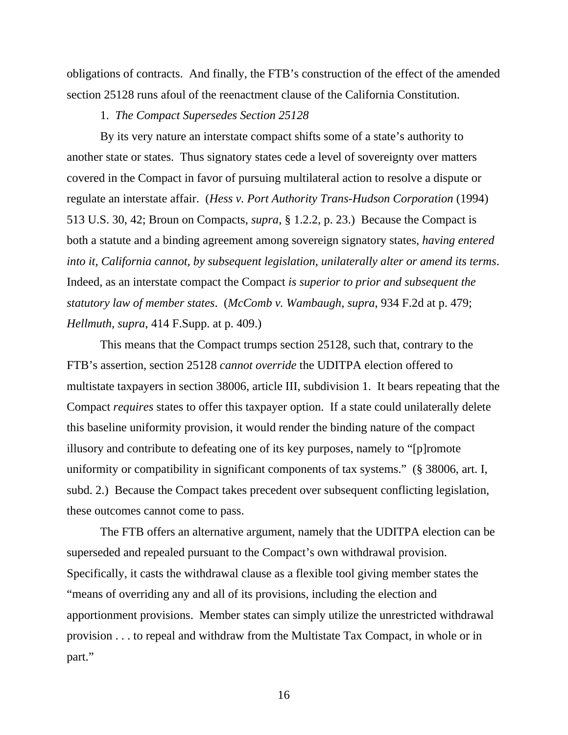obligations of contracts. And finally, the FTB's construction of the effect of the amended section 25128 runs afoul of the reenactment clause of the California Constitution.

1. *The Compact Supersedes Section 25128*

By its very nature an interstate compact shifts some of a state's authority to another state or states. Thus signatory states cede a level of sovereignty over matters covered in the Compact in favor of pursuing multilateral action to resolve a dispute or regulate an interstate affair. (*Hess v. Port Authority Trans-Hudson Corporation* (1994) 513 U.S. 30, 42; Broun on Compacts, *supra*, § 1.2.2, p. 23.) Because the Compact is both a statute and a binding agreement among sovereign signatory states, *having entered into it, California cannot, by subsequent legislation, unilaterally alter or amend its terms*. Indeed, as an interstate compact the Compact *is superior to prior and subsequent the statutory law of member states*. (*McComb v. Wambaugh*, *supra*, 934 F.2d at p. 479; *Hellmuth*, *supra*, 414 F.Supp. at p. 409.)

This means that the Compact trumps section 25128, such that, contrary to the FTB's assertion, section 25128 *cannot override* the UDITPA election offered to multistate taxpayers in section 38006, article III, subdivision 1. It bears repeating that the Compact *requires* states to offer this taxpayer option. If a state could unilaterally delete this baseline uniformity provision, it would render the binding nature of the compact illusory and contribute to defeating one of its key purposes, namely to "[p]romote uniformity or compatibility in significant components of tax systems." (§ 38006, art. I, subd. 2.) Because the Compact takes precedent over subsequent conflicting legislation, these outcomes cannot come to pass.

The FTB offers an alternative argument, namely that the UDITPA election can be superseded and repealed pursuant to the Compact's own withdrawal provision. Specifically, it casts the withdrawal clause as a flexible tool giving member states the "means of overriding any and all of its provisions, including the election and apportionment provisions. Member states can simply utilize the unrestricted withdrawal provision . . . to repeal and withdraw from the Multistate Tax Compact, in whole or in part."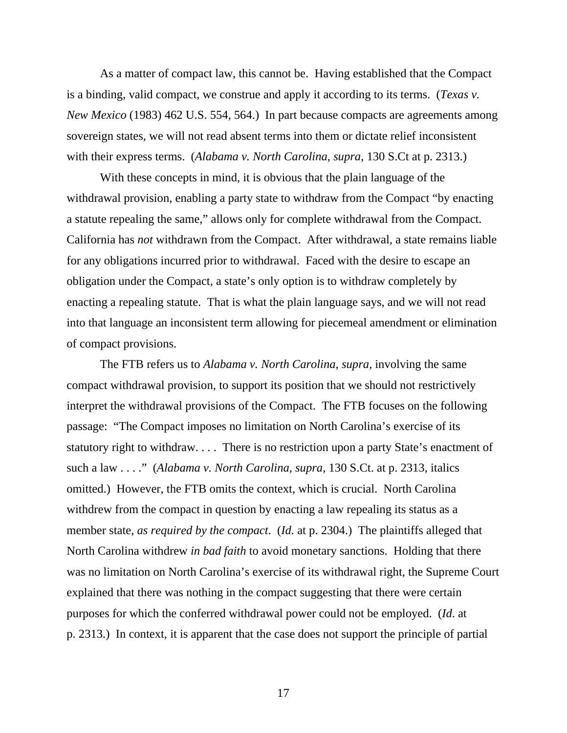As a matter of compact law, this cannot be. Having established that the Compact is a binding, valid compact, we construe and apply it according to its terms. (*Texas v. New Mexico* (1983) 462 U.S. 554, 564.) In part because compacts are agreements among sovereign states, we will not read absent terms into them or dictate relief inconsistent with their express terms. (*Alabama v. North Carolina*, *supra*, 130 S.Ct at p. 2313.)

With these concepts in mind, it is obvious that the plain language of the withdrawal provision, enabling a party state to withdraw from the Compact "by enacting a statute repealing the same," allows only for complete withdrawal from the Compact. California has *not* withdrawn from the Compact. After withdrawal, a state remains liable for any obligations incurred prior to withdrawal. Faced with the desire to escape an obligation under the Compact, a state's only option is to withdraw completely by enacting a repealing statute. That is what the plain language says, and we will not read into that language an inconsistent term allowing for piecemeal amendment or elimination of compact provisions.

The FTB refers us to *Alabama v. North Carolina*, *supra*, involving the same compact withdrawal provision, to support its position that we should not restrictively interpret the withdrawal provisions of the Compact. The FTB focuses on the following passage: "The Compact imposes no limitation on North Carolina's exercise of its statutory right to withdraw. . . . There is no restriction upon a party State's enactment of such a law . . . ." (*Alabama v. North Carolina*, *supra*, 130 S.Ct. at p. 2313, italics omitted.) However, the FTB omits the context, which is crucial. North Carolina withdrew from the compact in question by enacting a law repealing its status as a member state, *as required by the compact*. (*Id.* at p. 2304.) The plaintiffs alleged that North Carolina withdrew *in bad faith* to avoid monetary sanctions. Holding that there was no limitation on North Carolina's exercise of its withdrawal right, the Supreme Court explained that there was nothing in the compact suggesting that there were certain purposes for which the conferred withdrawal power could not be employed. (*Id.* at p. 2313.) In context, it is apparent that the case does not support the principle of partial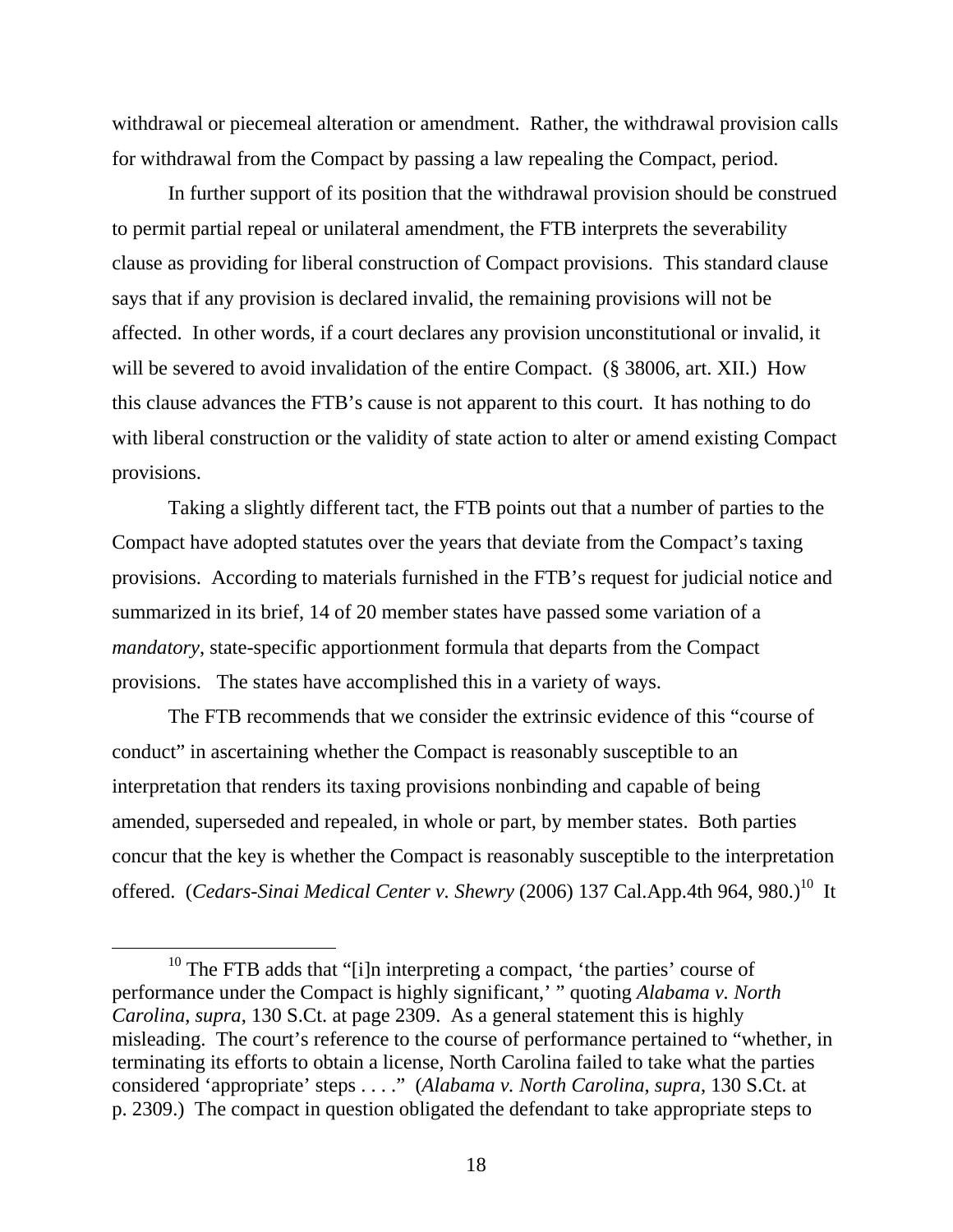withdrawal or piecemeal alteration or amendment. Rather, the withdrawal provision calls for withdrawal from the Compact by passing a law repealing the Compact, period.

In further support of its position that the withdrawal provision should be construed to permit partial repeal or unilateral amendment, the FTB interprets the severability clause as providing for liberal construction of Compact provisions. This standard clause says that if any provision is declared invalid, the remaining provisions will not be affected. In other words, if a court declares any provision unconstitutional or invalid, it will be severed to avoid invalidation of the entire Compact. (§ 38006, art. XII.) How this clause advances the FTB's cause is not apparent to this court. It has nothing to do with liberal construction or the validity of state action to alter or amend existing Compact provisions.

Taking a slightly different tact, the FTB points out that a number of parties to the Compact have adopted statutes over the years that deviate from the Compact's taxing provisions. According to materials furnished in the FTB's request for judicial notice and summarized in its brief, 14 of 20 member states have passed some variation of a *mandatory*, state-specific apportionment formula that departs from the Compact provisions. The states have accomplished this in a variety of ways.

The FTB recommends that we consider the extrinsic evidence of this "course of conduct" in ascertaining whether the Compact is reasonably susceptible to an interpretation that renders its taxing provisions nonbinding and capable of being amended, superseded and repealed, in whole or part, by member states. Both parties concur that the key is whether the Compact is reasonably susceptible to the interpretation offered. (*Cedars-Sinai Medical Center v. Shewry* (2006) 137 Cal.App.4th 964, 980.)[10] It

---

[10] The FTB adds that "[i]n interpreting a compact, 'the parties' course of performance under the Compact is highly significant,' " quoting *Alabama v. North Carolina*, *supra*, 130 S.Ct. at page 2309. As a general statement this is highly misleading. The court's reference to the course of performance pertained to "whether, in terminating its efforts to obtain a license, North Carolina failed to take what the parties considered 'appropriate' steps . . . ." (*Alabama v. North Carolina*, *supra*, 130 S.Ct. at p. 2309.) The compact in question obligated the defendant to take appropriate steps to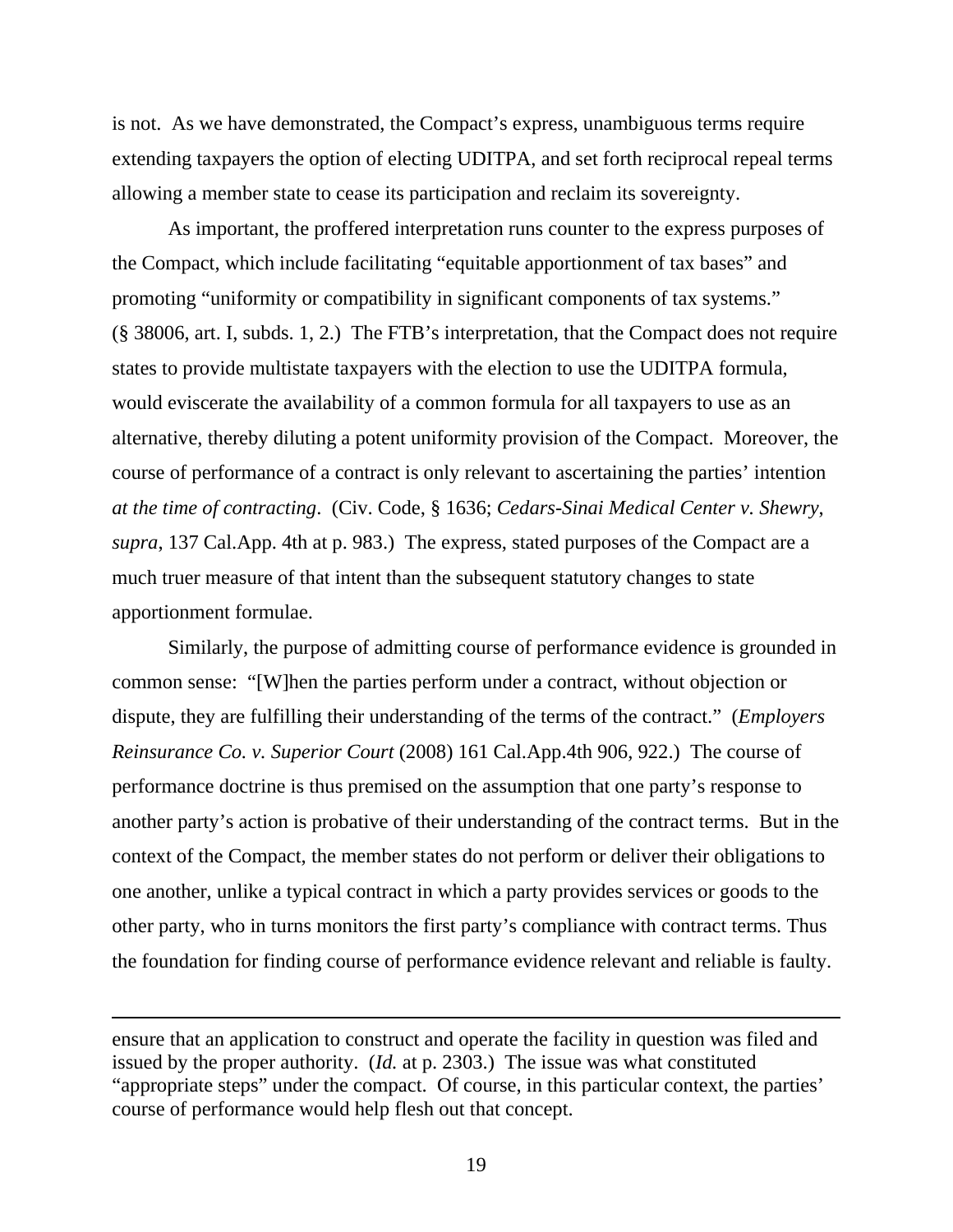is not. As we have demonstrated, the Compact's express, unambiguous terms require extending taxpayers the option of electing UDITPA, and set forth reciprocal repeal terms allowing a member state to cease its participation and reclaim its sovereignty.

As important, the proffered interpretation runs counter to the express purposes of the Compact, which include facilitating "equitable apportionment of tax bases" and promoting "uniformity or compatibility in significant components of tax systems." (§ 38006, art. I, subds. 1, 2.) The FTB's interpretation, that the Compact does not require states to provide multistate taxpayers with the election to use the UDITPA formula, would eviscerate the availability of a common formula for all taxpayers to use as an alternative, thereby diluting a potent uniformity provision of the Compact. Moreover, the course of performance of a contract is only relevant to ascertaining the parties' intention *at the time of contracting*. (Civ. Code, § 1636; *Cedars-Sinai Medical Center v. Shewry*, *supra*, 137 Cal.App. 4th at p. 983.) The express, stated purposes of the Compact are a much truer measure of that intent than the subsequent statutory changes to state apportionment formulae.

Similarly, the purpose of admitting course of performance evidence is grounded in common sense: "[W]hen the parties perform under a contract, without objection or dispute, they are fulfilling their understanding of the terms of the contract." (*Employers Reinsurance Co. v. Superior Court* (2008) 161 Cal.App.4th 906, 922.) The course of performance doctrine is thus premised on the assumption that one party's response to another party's action is probative of their understanding of the contract terms. But in the context of the Compact, the member states do not perform or deliver their obligations to one another, unlike a typical contract in which a party provides services or goods to the other party, who in turns monitors the first party's compliance with contract terms. Thus the foundation for finding course of performance evidence relevant and reliable is faulty.

---

ensure that an application to construct and operate the facility in question was filed and issued by the proper authority. (*Id.* at p. 2303.) The issue was what constituted "appropriate steps" under the compact. Of course, in this particular context, the parties' course of performance would help flesh out that concept.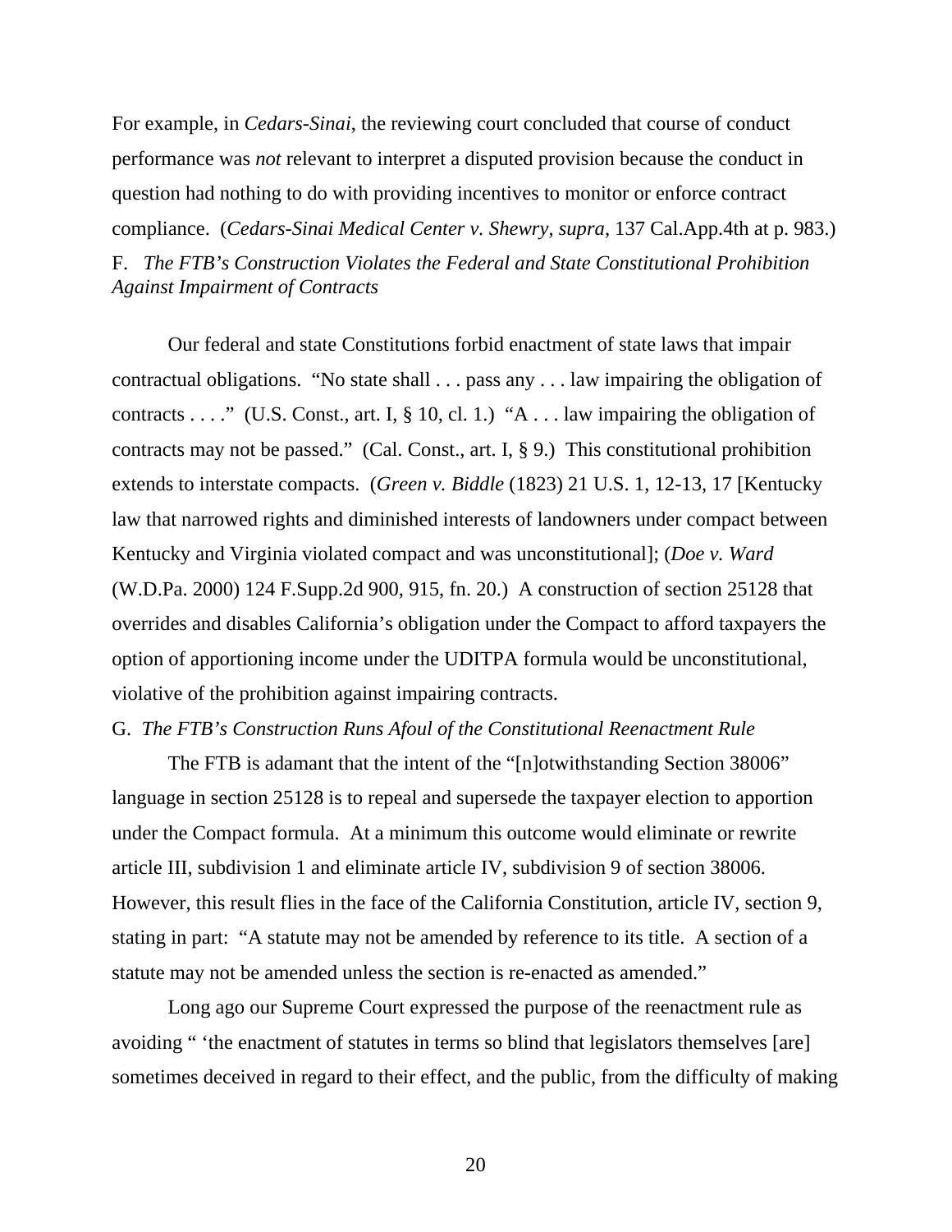For example, in *Cedars-Sinai*, the reviewing court concluded that course of conduct performance was *not* relevant to interpret a disputed provision because the conduct in question had nothing to do with providing incentives to monitor or enforce contract compliance. (*Cedars-Sinai Medical Center v. Shewry, supra*, 137 Cal.App.4th at p. 983.)

F. *The FTB's Construction Violates the Federal and State Constitutional Prohibition Against Impairment of Contracts*

Our federal and state Constitutions forbid enactment of state laws that impair contractual obligations. "No state shall . . . pass any . . . law impairing the obligation of contracts . . . ." (U.S. Const., art. I, § 10, cl. 1.) "A . . . law impairing the obligation of contracts may not be passed." (Cal. Const., art. I, § 9.) This constitutional prohibition extends to interstate compacts. (*Green v. Biddle* (1823) 21 U.S. 1, 12-13, 17 [Kentucky law that narrowed rights and diminished interests of landowners under compact between Kentucky and Virginia violated compact and was unconstitutional]; (*Doe v. Ward* (W.D.Pa. 2000) 124 F.Supp.2d 900, 915, fn. 20.) A construction of section 25128 that overrides and disables California's obligation under the Compact to afford taxpayers the option of apportioning income under the UDITPA formula would be unconstitutional, violative of the prohibition against impairing contracts.

G. *The FTB's Construction Runs Afoul of the Constitutional Reenactment Rule*

The FTB is adamant that the intent of the "[n]otwithstanding Section 38006" language in section 25128 is to repeal and supersede the taxpayer election to apportion under the Compact formula. At a minimum this outcome would eliminate or rewrite article III, subdivision 1 and eliminate article IV, subdivision 9 of section 38006. However, this result flies in the face of the California Constitution, article IV, section 9, stating in part: "A statute may not be amended by reference to its title. A section of a statute may not be amended unless the section is re-enacted as amended."

Long ago our Supreme Court expressed the purpose of the reenactment rule as avoiding " 'the enactment of statutes in terms so blind that legislators themselves [are] sometimes deceived in regard to their effect, and the public, from the difficulty of making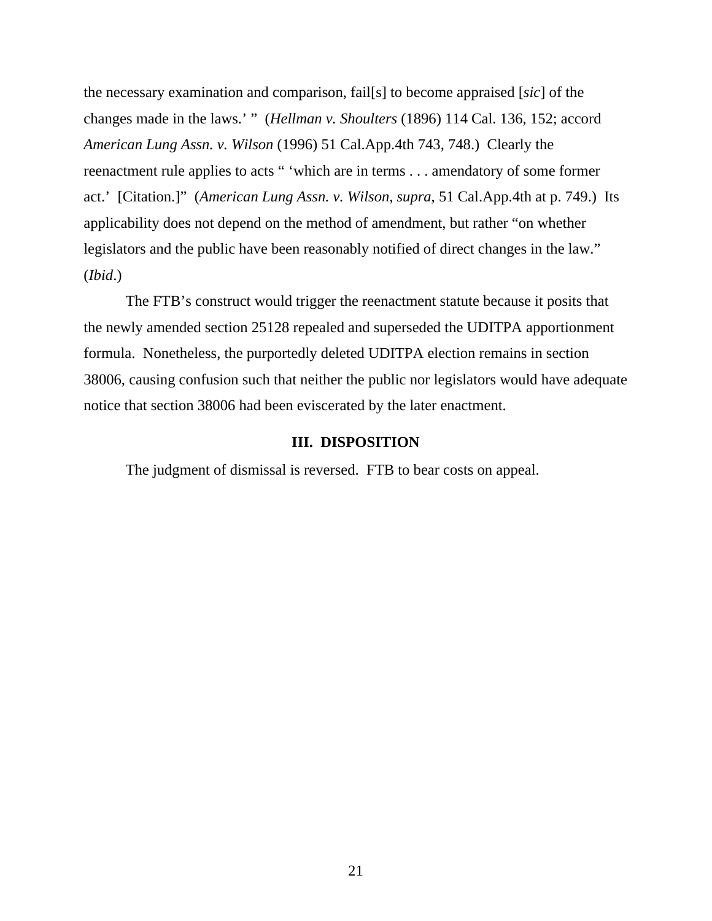the necessary examination and comparison, fail[s] to become appraised [*sic*] of the changes made in the laws.' " (*Hellman v. Shoulters* (1896) 114 Cal. 136, 152; accord *American Lung Assn. v. Wilson* (1996) 51 Cal.App.4th 743, 748.) Clearly the reenactment rule applies to acts " 'which are in terms . . . amendatory of some former act.' [Citation.]" (*American Lung Assn. v. Wilson*, *supra*, 51 Cal.App.4th at p. 749.) Its applicability does not depend on the method of amendment, but rather "on whether legislators and the public have been reasonably notified of direct changes in the law." (*Ibid*.)

The FTB's construct would trigger the reenactment statute because it posits that the newly amended section 25128 repealed and superseded the UDITPA apportionment formula. Nonetheless, the purportedly deleted UDITPA election remains in section 38006, causing confusion such that neither the public nor legislators would have adequate notice that section 38006 had been eviscerated by the later enactment.

## III. DISPOSITION

The judgment of dismissal is reversed. FTB to bear costs on appeal.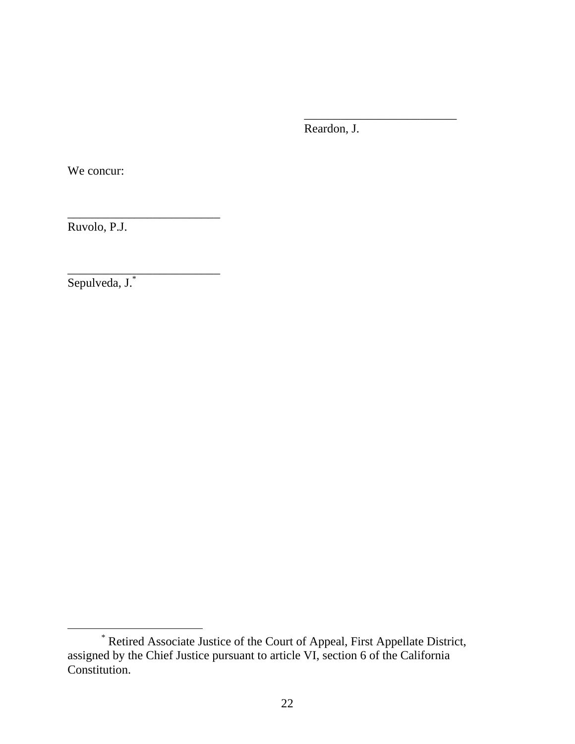_________________________
Reardon, J.

We concur:

_________________________
Ruvolo, P.J.

_________________________
Sepulveda, J.[*]

[*] Retired Associate Justice of the Court of Appeal, First Appellate District, assigned by the Chief Justice pursuant to article VI, section 6 of the California Constitution.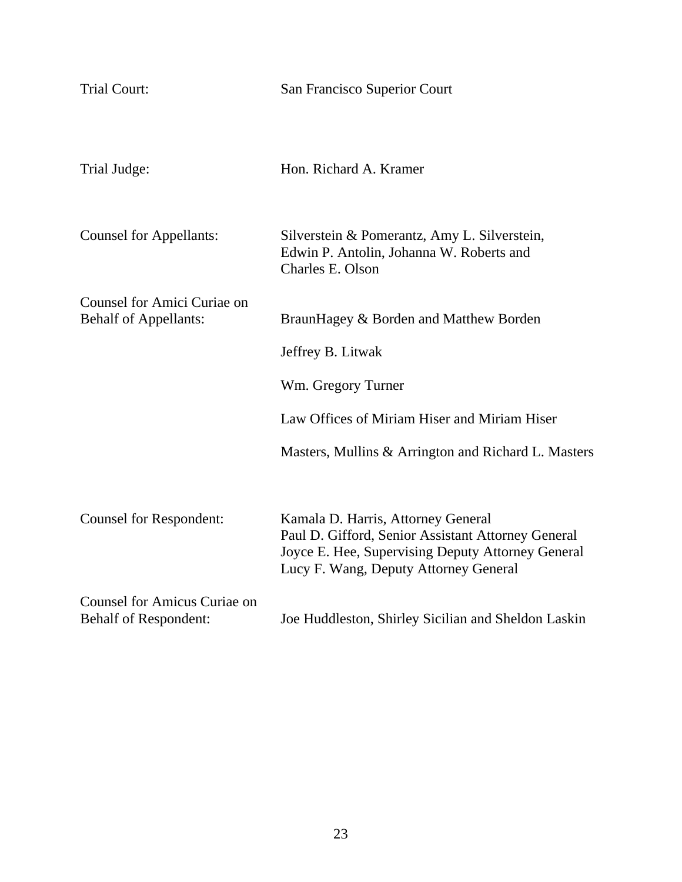| | |
|---|---|
| Trial Court: | San Francisco Superior Court |
| Trial Judge: | Hon. Richard A. Kramer |
| Counsel for Appellants: | Silverstein & Pomerantz, Amy L. Silverstein, Edwin P. Antolin, Johanna W. Roberts and Charles E. Olson |
| Counsel for Amici Curiae on Behalf of Appellants: | BraunHagey & Borden and Matthew Borden<br><br>Jeffrey B. Litwak<br><br>Wm. Gregory Turner<br><br>Law Offices of Miriam Hiser and Miriam Hiser<br><br>Masters, Mullins & Arrington and Richard L. Masters |
| Counsel for Respondent: | Kamala D. Harris, Attorney General<br>Paul D. Gifford, Senior Assistant Attorney General<br>Joyce E. Hee, Supervising Deputy Attorney General<br>Lucy F. Wang, Deputy Attorney General |
| Counsel for Amicus Curiae on Behalf of Respondent: | Joe Huddleston, Shirley Sicilian and Sheldon Laskin |